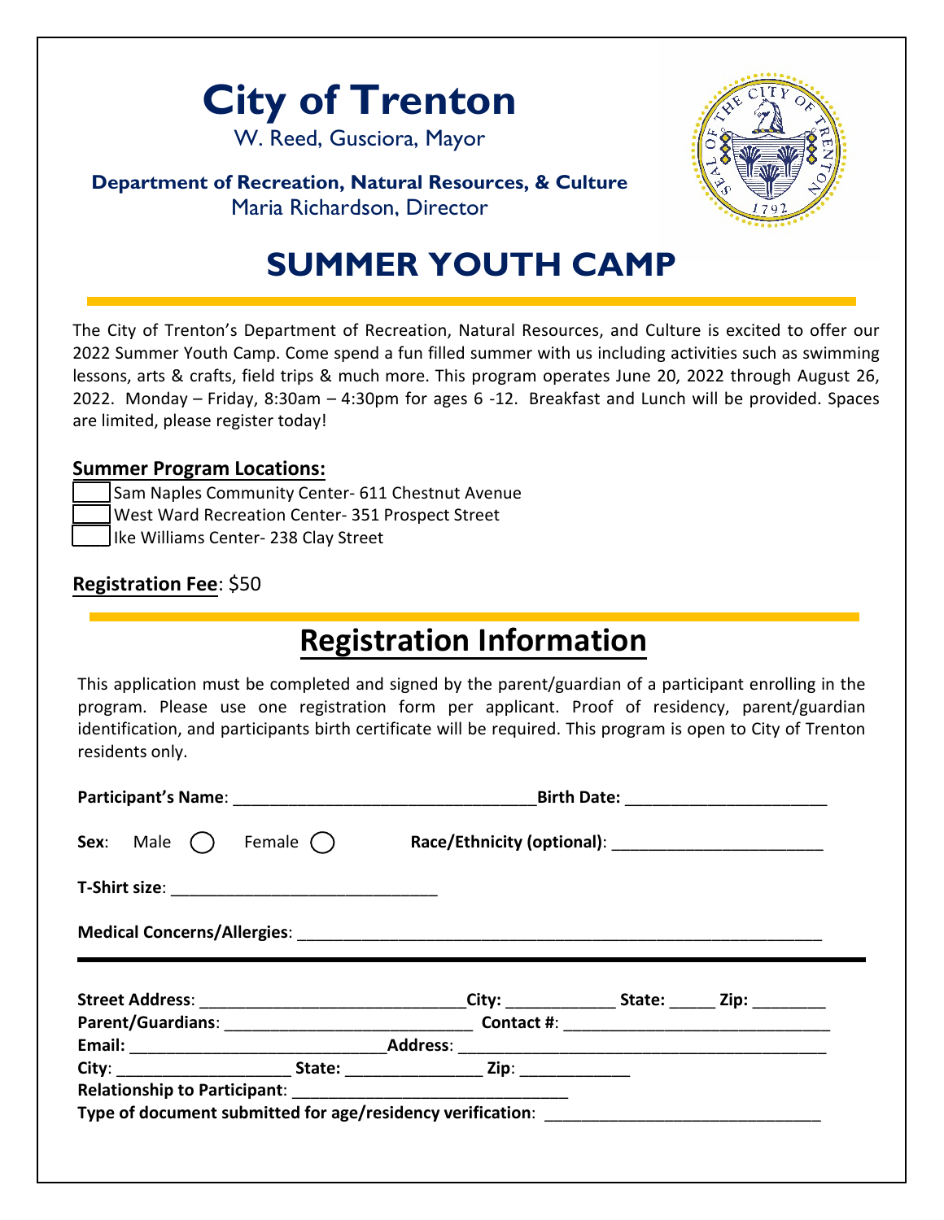# City of Trenton

W. Reed, Gusciora, Mayor

**Department of Recreation, Natural Resources, & Culture**
Maria Richardson, Director

# SUMMER YOUTH CAMP

The City of Trenton's Department of Recreation, Natural Resources, and Culture is excited to offer our 2022 Summer Youth Camp. Come spend a fun filled summer with us including activities such as swimming lessons, arts & crafts, field trips & much more. This program operates June 20, 2022 through August 26, 2022. Monday – Friday, 8:30am – 4:30pm for ages 6 -12. Breakfast and Lunch will be provided. Spaces are limited, please register today!

**Summer Program Locations:**

- [ ] Sam Naples Community Center- 611 Chestnut Avenue
- [ ] West Ward Recreation Center- 351 Prospect Street
- [ ] Ike Williams Center- 238 Clay Street

**Registration Fee**: $50

## Registration Information

This application must be completed and signed by the parent/guardian of a participant enrolling in the program. Please use one registration form per applicant. Proof of residency, parent/guardian identification, and participants birth certificate will be required. This program is open to City of Trenton residents only.

**Participant's Name**: ________________________________ **Birth Date:** ______________________

**Sex**: Male ◯ Female ◯ **Race/Ethnicity (optional)**: ______________________

**T-Shirt size**: ____________________________

**Medical Concerns/Allergies**: ____________________________________________________________

---

**Street Address**: ____________________________ **City:** ____________ **State:** _____ **Zip:** ________

**Parent/Guardians**: ___________________________ **Contact #**: ______________________________

**Email:** ____________________________ **Address**: __________________________________________

**City**: ___________________ **State:** _______________ **Zip**: ____________

**Relationship to Participant**: ______________________________

**Type of document submitted for age/residency verification**: ______________________________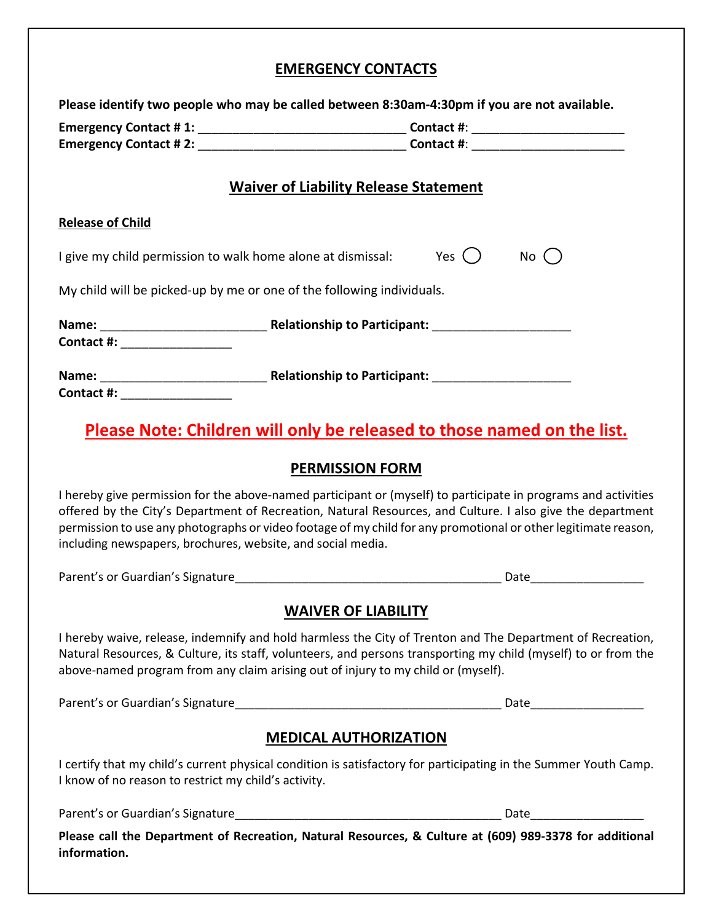## EMERGENCY CONTACTS

**Please identify two people who may be called between 8:30am-4:30pm if you are not available.**

**Emergency Contact # 1:** ______________________________ **Contact #**: ______________________
**Emergency Contact # 2:** ______________________________ **Contact #**: ______________________

## Waiver of Liability Release Statement

**Release of Child**

I give my child permission to walk home alone at dismissal: Yes ◯ No ◯

My child will be picked-up by me or one of the following individuals.

**Name:** ________________________ **Relationship to Participant:** ____________________
**Contact #:** ________________

**Name:** ________________________ **Relationship to Participant:** ____________________
**Contact #:** ________________

**Please Note: Children will only be released to those named on the list.**

## PERMISSION FORM

I hereby give permission for the above-named participant or (myself) to participate in programs and activities offered by the City's Department of Recreation, Natural Resources, and Culture. I also give the department permission to use any photographs or video footage of my child for any promotional or other legitimate reason, including newspapers, brochures, website, and social media.

Parent's or Guardian's Signature_______________________________________ Date________________

## WAIVER OF LIABILITY

I hereby waive, release, indemnify and hold harmless the City of Trenton and The Department of Recreation, Natural Resources, & Culture, its staff, volunteers, and persons transporting my child (myself) to or from the above-named program from any claim arising out of injury to my child or (myself).

Parent's or Guardian's Signature_______________________________________ Date________________

## MEDICAL AUTHORIZATION

I certify that my child's current physical condition is satisfactory for participating in the Summer Youth Camp. I know of no reason to restrict my child's activity.

Parent's or Guardian's Signature_______________________________________ Date________________

**Please call the Department of Recreation, Natural Resources, & Culture at (609) 989-3378 for additional information.**